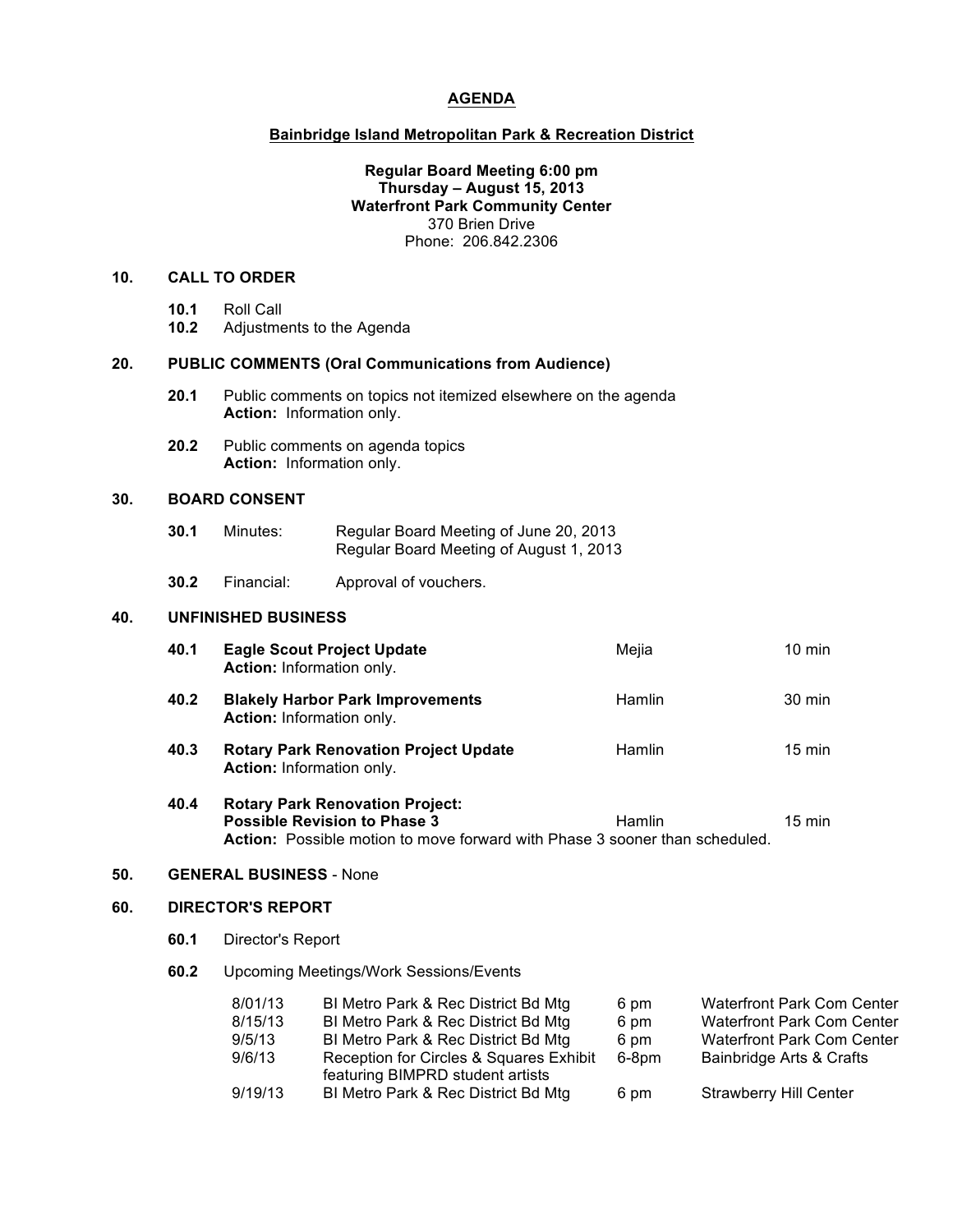# AGENDA

## Bainbridge Island Metropolitan Park & Recreation District

**Regular Board Meeting 6:00 pm**
**Thursday – August 15, 2013**
**Waterfront Park Community Center**
370 Brien Drive
Phone: 206.842.2306

### 10. CALL TO ORDER

**10.1** Roll Call
**10.2** Adjustments to the Agenda

### 20. PUBLIC COMMENTS (Oral Communications from Audience)

**20.1** Public comments on topics not itemized elsewhere on the agenda
**Action:** Information only.

**20.2** Public comments on agenda topics
**Action:** Information only.

### 30. BOARD CONSENT

**30.1** Minutes: Regular Board Meeting of June 20, 2013
Regular Board Meeting of August 1, 2013

**30.2** Financial: Approval of vouchers.

### 40. UNFINISHED BUSINESS

| | Item | Presenter | Time |
|---|---|---|---|
| **40.1** | **Eagle Scout Project Update**<br>**Action:** Information only. | Mejia | 10 min |
| **40.2** | **Blakely Harbor Park Improvements**<br>**Action:** Information only. | Hamlin | 30 min |
| **40.3** | **Rotary Park Renovation Project Update**<br>**Action:** Information only. | Hamlin | 15 min |
| **40.4** | **Rotary Park Renovation Project:**<br>**Possible Revision to Phase 3**<br>**Action:** Possible motion to move forward with Phase 3 sooner than scheduled. | Hamlin | 15 min |

### 50. GENERAL BUSINESS - None

### 60. DIRECTOR'S REPORT

**60.1** Director's Report

**60.2** Upcoming Meetings/Work Sessions/Events

| Date | Event | Time | Location |
|---|---|---|---|
| 8/01/13 | BI Metro Park & Rec District Bd Mtg | 6 pm | Waterfront Park Com Center |
| 8/15/13 | BI Metro Park & Rec District Bd Mtg | 6 pm | Waterfront Park Com Center |
| 9/5/13 | BI Metro Park & Rec District Bd Mtg | 6 pm | Waterfront Park Com Center |
| 9/6/13 | Reception for Circles & Squares Exhibit featuring BIMPRD student artists | 6-8pm | Bainbridge Arts & Crafts |
| 9/19/13 | BI Metro Park & Rec District Bd Mtg | 6 pm | Strawberry Hill Center |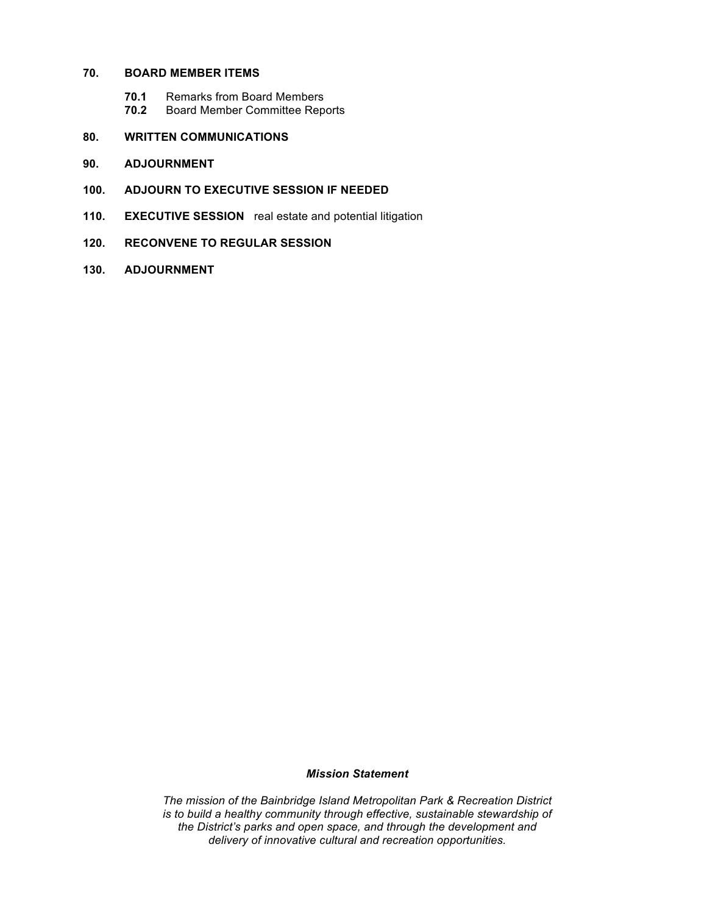**70. BOARD MEMBER ITEMS**

- **70.1** Remarks from Board Members
- **70.2** Board Member Committee Reports

**80. WRITTEN COMMUNICATIONS**

**90. ADJOURNMENT**

**100. ADJOURN TO EXECUTIVE SESSION IF NEEDED**

**110. EXECUTIVE SESSION** real estate and potential litigation

**120. RECONVENE TO REGULAR SESSION**

**130. ADJOURNMENT**

***Mission Statement***

*The mission of the Bainbridge Island Metropolitan Park & Recreation District is to build a healthy community through effective, sustainable stewardship of the District's parks and open space, and through the development and delivery of innovative cultural and recreation opportunities.*